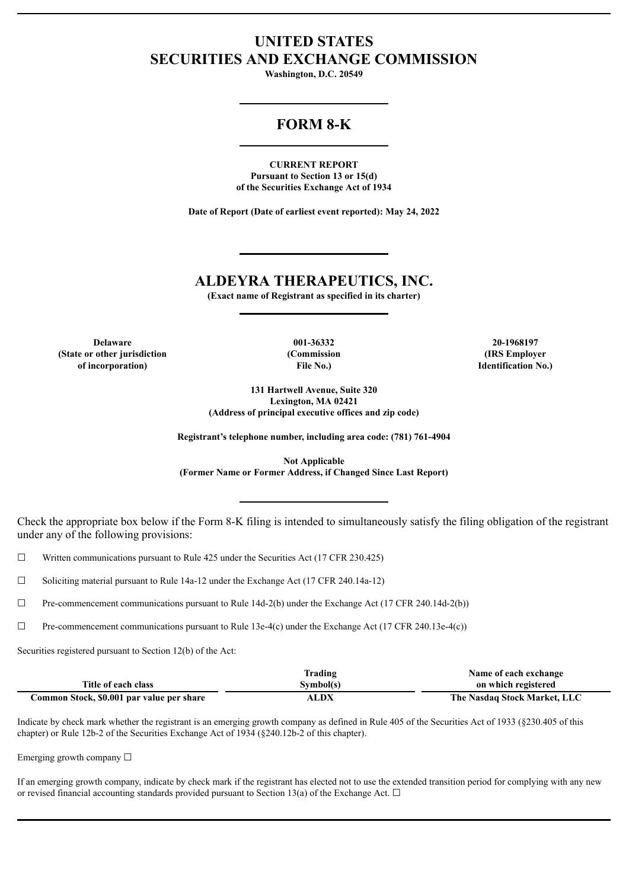# UNITED STATES
# SECURITIES AND EXCHANGE COMMISSION

**Washington, D.C. 20549**

---

## FORM 8-K

---

**CURRENT REPORT**
**Pursuant to Section 13 or 15(d)**
**of the Securities Exchange Act of 1934**

**Date of Report (Date of earliest event reported): May 24, 2022**

---

## ALDEYRA THERAPEUTICS, INC.

**(Exact name of Registrant as specified in its charter)**

---

| Delaware | 001-36332 | 20-1968197 |
|---|---|---|
| (State or other jurisdiction of incorporation) | (Commission File No.) | (IRS Employer Identification No.) |

**131 Hartwell Avenue, Suite 320**
**Lexington, MA 02421**
**(Address of principal executive offices and zip code)**

**Registrant's telephone number, including area code: (781) 761-4904**

**Not Applicable**
**(Former Name or Former Address, if Changed Since Last Report)**

---

Check the appropriate box below if the Form 8-K filing is intended to simultaneously satisfy the filing obligation of the registrant under any of the following provisions:

☐ Written communications pursuant to Rule 425 under the Securities Act (17 CFR 230.425)

☐ Soliciting material pursuant to Rule 14a-12 under the Exchange Act (17 CFR 240.14a-12)

☐ Pre-commencement communications pursuant to Rule 14d-2(b) under the Exchange Act (17 CFR 240.14d-2(b))

☐ Pre-commencement communications pursuant to Rule 13e-4(c) under the Exchange Act (17 CFR 240.13e-4(c))

Securities registered pursuant to Section 12(b) of the Act:

| Title of each class | Trading Symbol(s) | Name of each exchange on which registered |
|---|---|---|
| Common Stock, $0.001 par value per share | ALDX | The Nasdaq Stock Market, LLC |

Indicate by check mark whether the registrant is an emerging growth company as defined in Rule 405 of the Securities Act of 1933 (§230.405 of this chapter) or Rule 12b-2 of the Securities Exchange Act of 1934 (§240.12b-2 of this chapter).

Emerging growth company ☐

If an emerging growth company, indicate by check mark if the registrant has elected not to use the extended transition period for complying with any new or revised financial accounting standards provided pursuant to Section 13(a) of the Exchange Act. ☐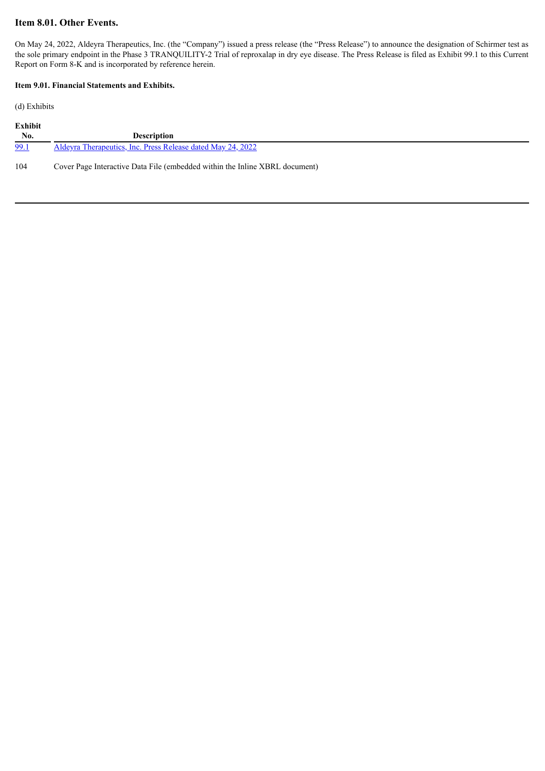## Item 8.01. Other Events.

On May 24, 2022, Aldeyra Therapeutics, Inc. (the "Company") issued a press release (the "Press Release") to announce the designation of Schirmer test as the sole primary endpoint in the Phase 3 TRANQUILITY-2 Trial of reproxalap in dry eye disease. The Press Release is filed as Exhibit 99.1 to this Current Report on Form 8-K and is incorporated by reference herein.

### Item 9.01. Financial Statements and Exhibits.

(d) Exhibits

| Exhibit No. | Description |
|---|---|
| 99.1 | Aldeyra Therapeutics, Inc. Press Release dated May 24, 2022 |
| 104 | Cover Page Interactive Data File (embedded within the Inline XBRL document) |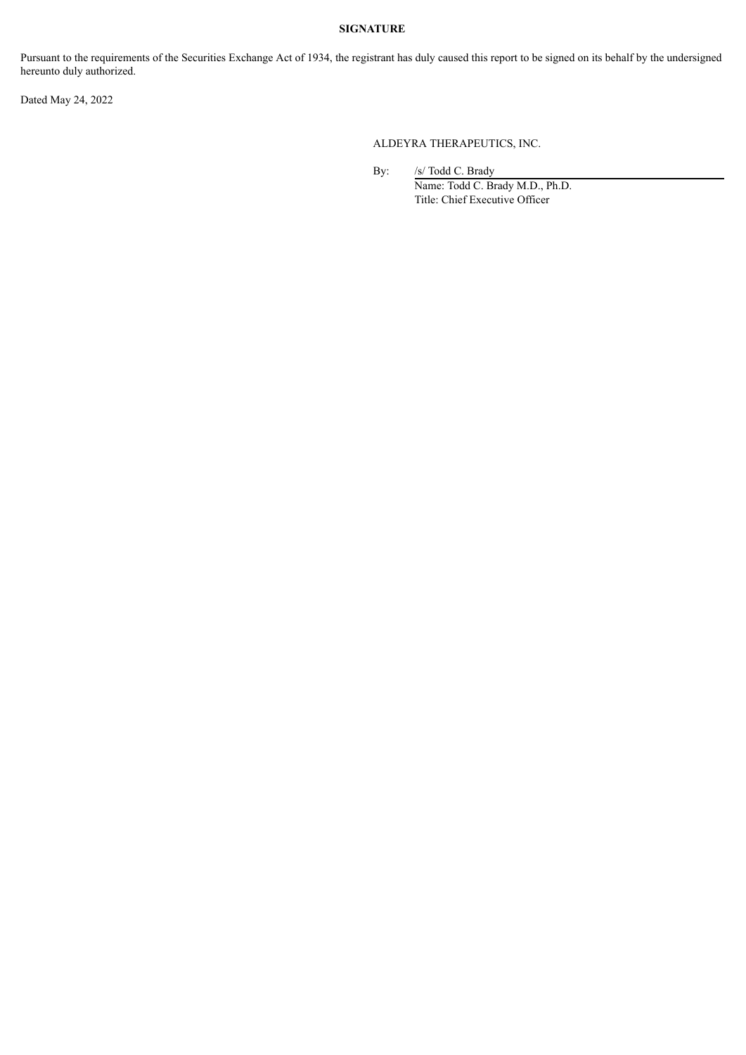**SIGNATURE**

Pursuant to the requirements of the Securities Exchange Act of 1934, the registrant has duly caused this report to be signed on its behalf by the undersigned hereunto duly authorized.

Dated May 24, 2022

ALDEYRA THERAPEUTICS, INC.

By: /s/ Todd C. Brady

Name: Todd C. Brady M.D., Ph.D.

Title: Chief Executive Officer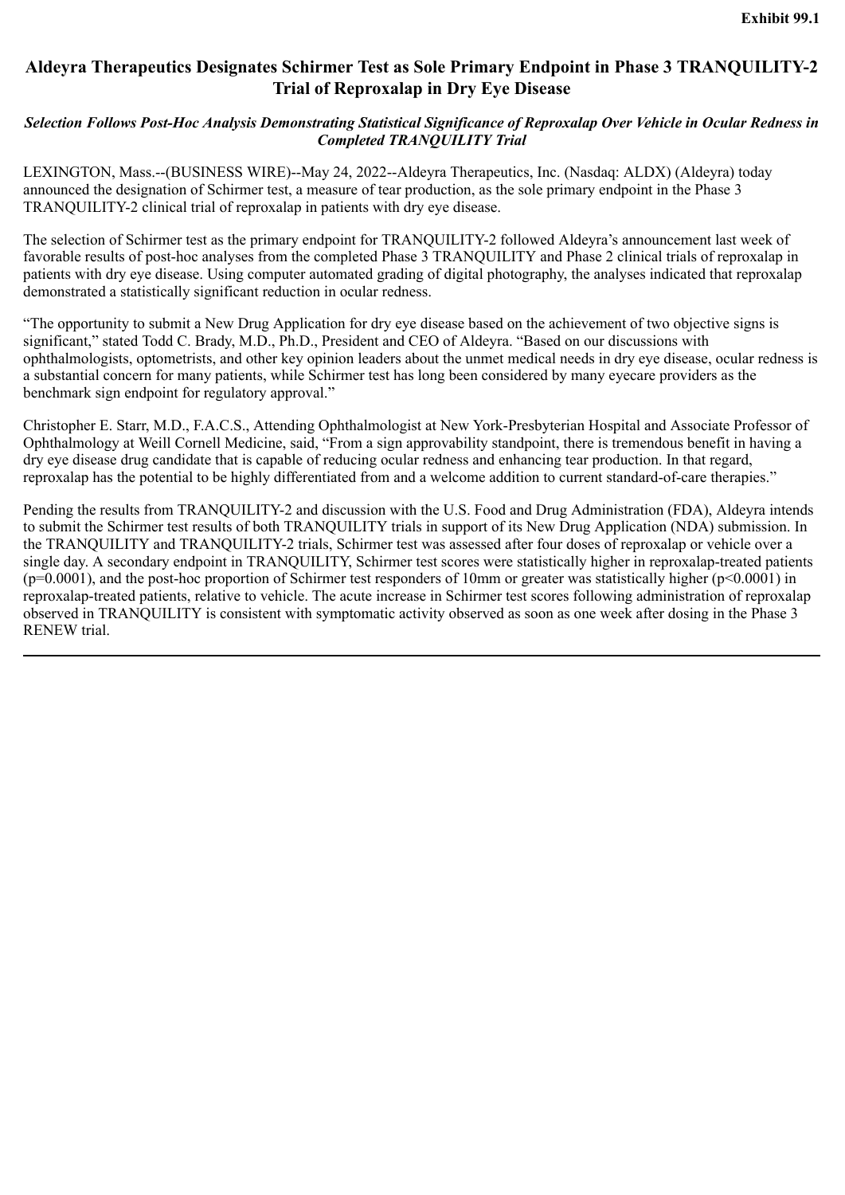**Exhibit 99.1**

# Aldeyra Therapeutics Designates Schirmer Test as Sole Primary Endpoint in Phase 3 TRANQUILITY-2 Trial of Reproxalap in Dry Eye Disease

***Selection Follows Post-Hoc Analysis Demonstrating Statistical Significance of Reproxalap Over Vehicle in Ocular Redness in Completed TRANQUILITY Trial***

LEXINGTON, Mass.--(BUSINESS WIRE)--May 24, 2022--Aldeyra Therapeutics, Inc. (Nasdaq: ALDX) (Aldeyra) today announced the designation of Schirmer test, a measure of tear production, as the sole primary endpoint in the Phase 3 TRANQUILITY-2 clinical trial of reproxalap in patients with dry eye disease.

The selection of Schirmer test as the primary endpoint for TRANQUILITY-2 followed Aldeyra's announcement last week of favorable results of post-hoc analyses from the completed Phase 3 TRANQUILITY and Phase 2 clinical trials of reproxalap in patients with dry eye disease. Using computer automated grading of digital photography, the analyses indicated that reproxalap demonstrated a statistically significant reduction in ocular redness.

"The opportunity to submit a New Drug Application for dry eye disease based on the achievement of two objective signs is significant," stated Todd C. Brady, M.D., Ph.D., President and CEO of Aldeyra. "Based on our discussions with ophthalmologists, optometrists, and other key opinion leaders about the unmet medical needs in dry eye disease, ocular redness is a substantial concern for many patients, while Schirmer test has long been considered by many eyecare providers as the benchmark sign endpoint for regulatory approval."

Christopher E. Starr, M.D., F.A.C.S., Attending Ophthalmologist at New York-Presbyterian Hospital and Associate Professor of Ophthalmology at Weill Cornell Medicine, said, "From a sign approvability standpoint, there is tremendous benefit in having a dry eye disease drug candidate that is capable of reducing ocular redness and enhancing tear production. In that regard, reproxalap has the potential to be highly differentiated from and a welcome addition to current standard-of-care therapies."

Pending the results from TRANQUILITY-2 and discussion with the U.S. Food and Drug Administration (FDA), Aldeyra intends to submit the Schirmer test results of both TRANQUILITY trials in support of its New Drug Application (NDA) submission. In the TRANQUILITY and TRANQUILITY-2 trials, Schirmer test was assessed after four doses of reproxalap or vehicle over a single day. A secondary endpoint in TRANQUILITY, Schirmer test scores were statistically higher in reproxalap-treated patients ($p=0.0001$), and the post-hoc proportion of Schirmer test responders of 10mm or greater was statistically higher ($p<0.0001$) in reproxalap-treated patients, relative to vehicle. The acute increase in Schirmer test scores following administration of reproxalap observed in TRANQUILITY is consistent with symptomatic activity observed as soon as one week after dosing in the Phase 3 RENEW trial.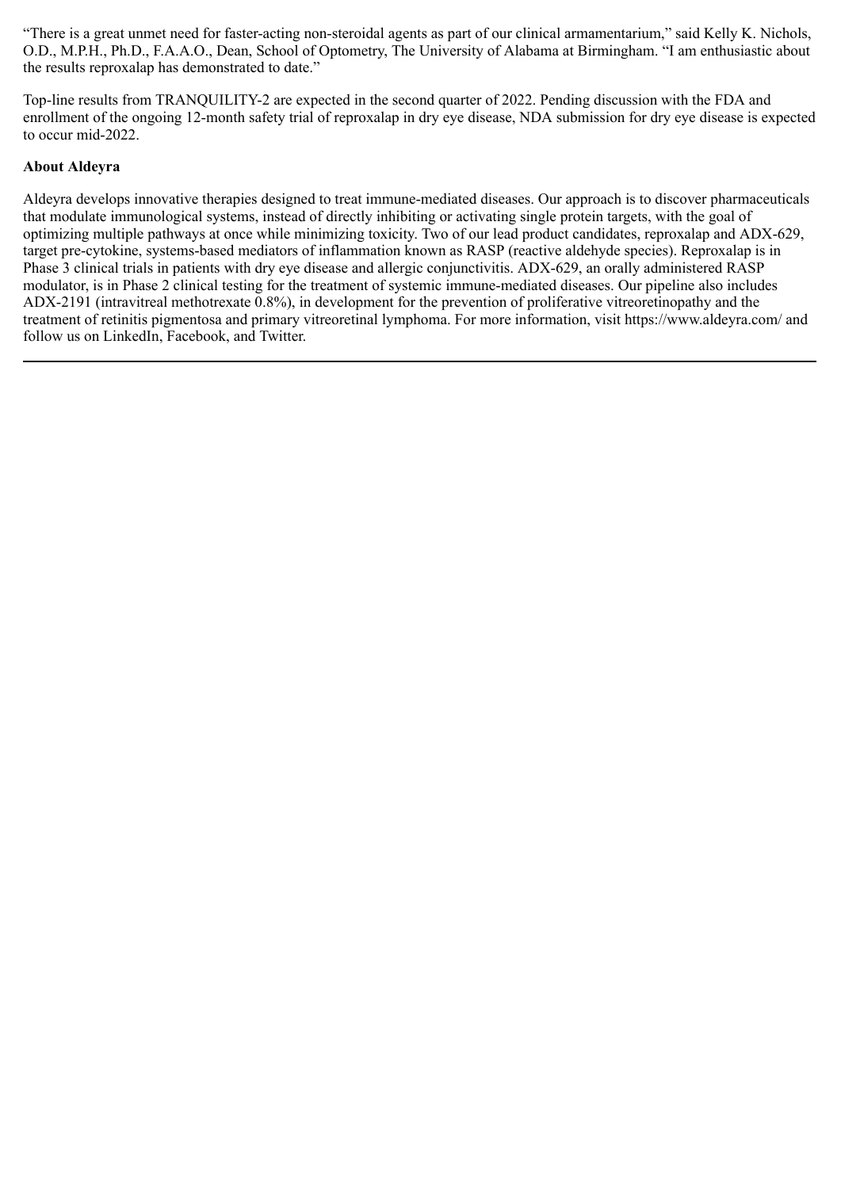"There is a great unmet need for faster-acting non-steroidal agents as part of our clinical armamentarium," said Kelly K. Nichols, O.D., M.P.H., Ph.D., F.A.A.O., Dean, School of Optometry, The University of Alabama at Birmingham. "I am enthusiastic about the results reproxalap has demonstrated to date."

Top-line results from TRANQUILITY-2 are expected in the second quarter of 2022. Pending discussion with the FDA and enrollment of the ongoing 12-month safety trial of reproxalap in dry eye disease, NDA submission for dry eye disease is expected to occur mid-2022.

**About Aldeyra**

Aldeyra develops innovative therapies designed to treat immune-mediated diseases. Our approach is to discover pharmaceuticals that modulate immunological systems, instead of directly inhibiting or activating single protein targets, with the goal of optimizing multiple pathways at once while minimizing toxicity. Two of our lead product candidates, reproxalap and ADX-629, target pre-cytokine, systems-based mediators of inflammation known as RASP (reactive aldehyde species). Reproxalap is in Phase 3 clinical trials in patients with dry eye disease and allergic conjunctivitis. ADX-629, an orally administered RASP modulator, is in Phase 2 clinical testing for the treatment of systemic immune-mediated diseases. Our pipeline also includes ADX-2191 (intravitreal methotrexate 0.8%), in development for the prevention of proliferative vitreoretinopathy and the treatment of retinitis pigmentosa and primary vitreoretinal lymphoma. For more information, visit https://www.aldeyra.com/ and follow us on LinkedIn, Facebook, and Twitter.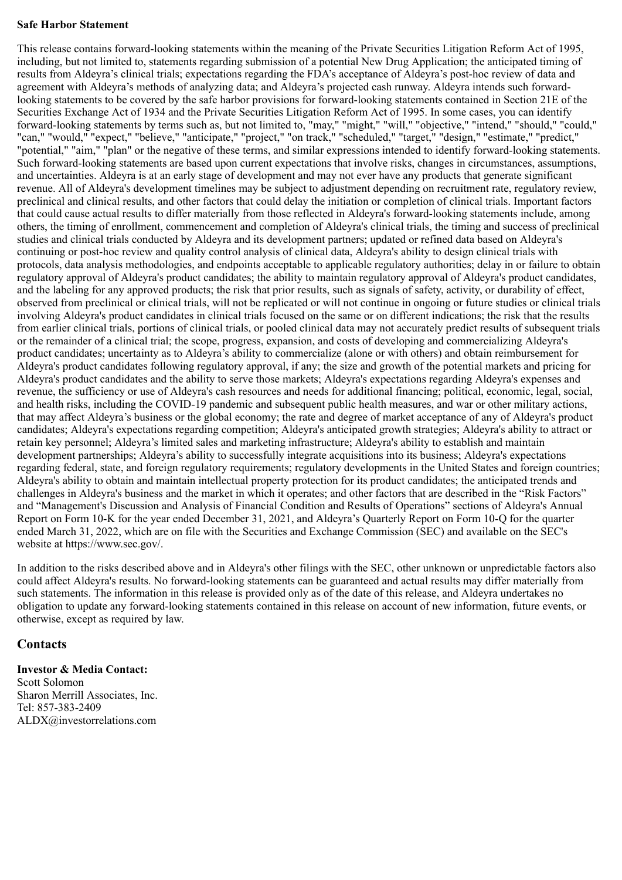**Safe Harbor Statement**

This release contains forward-looking statements within the meaning of the Private Securities Litigation Reform Act of 1995, including, but not limited to, statements regarding submission of a potential New Drug Application; the anticipated timing of results from Aldeyra's clinical trials; expectations regarding the FDA's acceptance of Aldeyra's post-hoc review of data and agreement with Aldeyra's methods of analyzing data; and Aldeyra's projected cash runway. Aldeyra intends such forward-looking statements to be covered by the safe harbor provisions for forward-looking statements contained in Section 21E of the Securities Exchange Act of 1934 and the Private Securities Litigation Reform Act of 1995. In some cases, you can identify forward-looking statements by terms such as, but not limited to, "may," "might," "will," "objective," "intend," "should," "could," "can," "would," "expect," "believe," "anticipate," "project," "on track," "scheduled," "target," "design," "estimate," "predict," "potential," "aim," "plan" or the negative of these terms, and similar expressions intended to identify forward-looking statements. Such forward-looking statements are based upon current expectations that involve risks, changes in circumstances, assumptions, and uncertainties. Aldeyra is at an early stage of development and may not ever have any products that generate significant revenue. All of Aldeyra's development timelines may be subject to adjustment depending on recruitment rate, regulatory review, preclinical and clinical results, and other factors that could delay the initiation or completion of clinical trials. Important factors that could cause actual results to differ materially from those reflected in Aldeyra's forward-looking statements include, among others, the timing of enrollment, commencement and completion of Aldeyra's clinical trials, the timing and success of preclinical studies and clinical trials conducted by Aldeyra and its development partners; updated or refined data based on Aldeyra's continuing or post-hoc review and quality control analysis of clinical data, Aldeyra's ability to design clinical trials with protocols, data analysis methodologies, and endpoints acceptable to applicable regulatory authorities; delay in or failure to obtain regulatory approval of Aldeyra's product candidates; the ability to maintain regulatory approval of Aldeyra's product candidates, and the labeling for any approved products; the risk that prior results, such as signals of safety, activity, or durability of effect, observed from preclinical or clinical trials, will not be replicated or will not continue in ongoing or future studies or clinical trials involving Aldeyra's product candidates in clinical trials focused on the same or on different indications; the risk that the results from earlier clinical trials, portions of clinical trials, or pooled clinical data may not accurately predict results of subsequent trials or the remainder of a clinical trial; the scope, progress, expansion, and costs of developing and commercializing Aldeyra's product candidates; uncertainty as to Aldeyra's ability to commercialize (alone or with others) and obtain reimbursement for Aldeyra's product candidates following regulatory approval, if any; the size and growth of the potential markets and pricing for Aldeyra's product candidates and the ability to serve those markets; Aldeyra's expectations regarding Aldeyra's expenses and revenue, the sufficiency or use of Aldeyra's cash resources and needs for additional financing; political, economic, legal, social, and health risks, including the COVID-19 pandemic and subsequent public health measures, and war or other military actions, that may affect Aldeyra's business or the global economy; the rate and degree of market acceptance of any of Aldeyra's product candidates; Aldeyra's expectations regarding competition; Aldeyra's anticipated growth strategies; Aldeyra's ability to attract or retain key personnel; Aldeyra's limited sales and marketing infrastructure; Aldeyra's ability to establish and maintain development partnerships; Aldeyra's ability to successfully integrate acquisitions into its business; Aldeyra's expectations regarding federal, state, and foreign regulatory requirements; regulatory developments in the United States and foreign countries; Aldeyra's ability to obtain and maintain intellectual property protection for its product candidates; the anticipated trends and challenges in Aldeyra's business and the market in which it operates; and other factors that are described in the "Risk Factors" and "Management's Discussion and Analysis of Financial Condition and Results of Operations" sections of Aldeyra's Annual Report on Form 10-K for the year ended December 31, 2021, and Aldeyra's Quarterly Report on Form 10-Q for the quarter ended March 31, 2022, which are on file with the Securities and Exchange Commission (SEC) and available on the SEC's website at https://www.sec.gov/.

In addition to the risks described above and in Aldeyra's other filings with the SEC, other unknown or unpredictable factors also could affect Aldeyra's results. No forward-looking statements can be guaranteed and actual results may differ materially from such statements. The information in this release is provided only as of the date of this release, and Aldeyra undertakes no obligation to update any forward-looking statements contained in this release on account of new information, future events, or otherwise, except as required by law.

## Contacts

**Investor & Media Contact:**
Scott Solomon
Sharon Merrill Associates, Inc.
Tel: 857-383-2409
ALDX@investorrelations.com